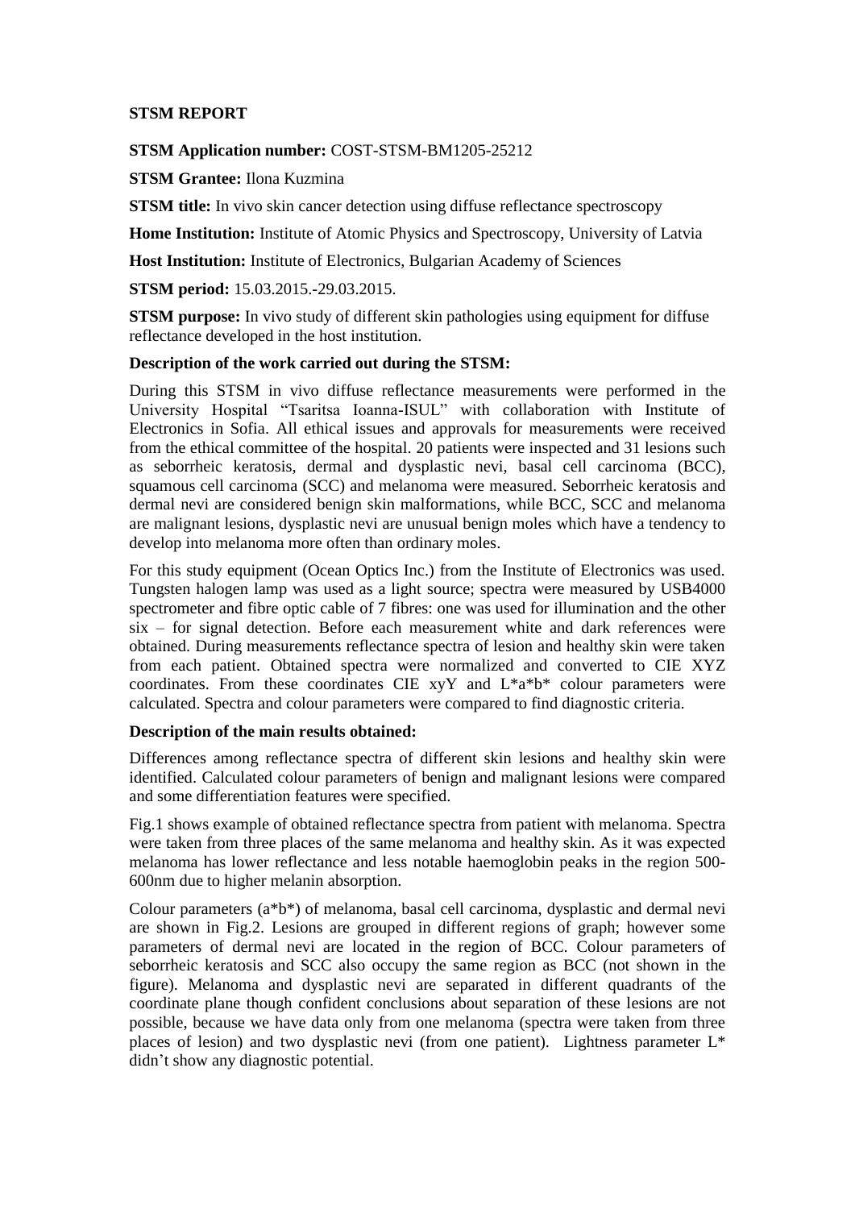**STSM REPORT**

**STSM Application number:** COST-STSM-BM1205-25212

**STSM Grantee:** Ilona Kuzmina

**STSM title:** In vivo skin cancer detection using diffuse reflectance spectroscopy

**Home Institution:** Institute of Atomic Physics and Spectroscopy, University of Latvia

**Host Institution:** Institute of Electronics, Bulgarian Academy of Sciences

**STSM period:** 15.03.2015.-29.03.2015.

**STSM purpose:** In vivo study of different skin pathologies using equipment for diffuse reflectance developed in the host institution.

**Description of the work carried out during the STSM:**

During this STSM in vivo diffuse reflectance measurements were performed in the University Hospital "Tsaritsa Ioanna-ISUL" with collaboration with Institute of Electronics in Sofia. All ethical issues and approvals for measurements were received from the ethical committee of the hospital. 20 patients were inspected and 31 lesions such as seborrheic keratosis, dermal and dysplastic nevi, basal cell carcinoma (BCC), squamous cell carcinoma (SCC) and melanoma were measured. Seborrheic keratosis and dermal nevi are considered benign skin malformations, while BCC, SCC and melanoma are malignant lesions, dysplastic nevi are unusual benign moles which have a tendency to develop into melanoma more often than ordinary moles.

For this study equipment (Ocean Optics Inc.) from the Institute of Electronics was used. Tungsten halogen lamp was used as a light source; spectra were measured by USB4000 spectrometer and fibre optic cable of 7 fibres: one was used for illumination and the other six – for signal detection. Before each measurement white and dark references were obtained. During measurements reflectance spectra of lesion and healthy skin were taken from each patient. Obtained spectra were normalized and converted to CIE XYZ coordinates. From these coordinates CIE xyY and L*a*b* colour parameters were calculated. Spectra and colour parameters were compared to find diagnostic criteria.

**Description of the main results obtained:**

Differences among reflectance spectra of different skin lesions and healthy skin were identified. Calculated colour parameters of benign and malignant lesions were compared and some differentiation features were specified.

Fig.1 shows example of obtained reflectance spectra from patient with melanoma. Spectra were taken from three places of the same melanoma and healthy skin. As it was expected melanoma has lower reflectance and less notable haemoglobin peaks in the region 500-600nm due to higher melanin absorption.

Colour parameters (a*b*) of melanoma, basal cell carcinoma, dysplastic and dermal nevi are shown in Fig.2. Lesions are grouped in different regions of graph; however some parameters of dermal nevi are located in the region of BCC. Colour parameters of seborrheic keratosis and SCC also occupy the same region as BCC (not shown in the figure). Melanoma and dysplastic nevi are separated in different quadrants of the coordinate plane though confident conclusions about separation of these lesions are not possible, because we have data only from one melanoma (spectra were taken from three places of lesion) and two dysplastic nevi (from one patient). Lightness parameter L* didn't show any diagnostic potential.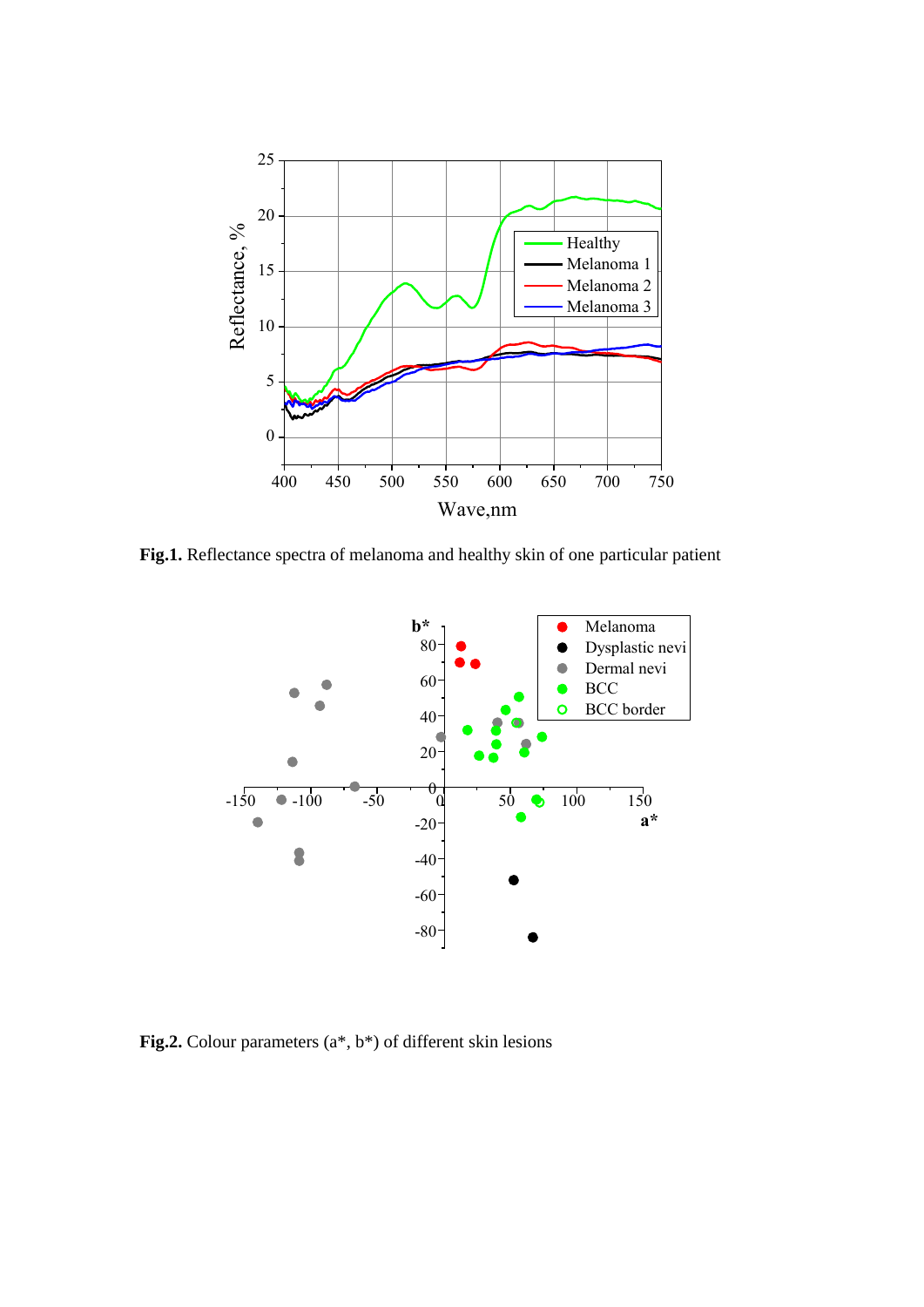**Fig.1.** Reflectance spectra of melanoma and healthy skin of one particular patient

**Fig.2.** Colour parameters (a*, b*) of different skin lesions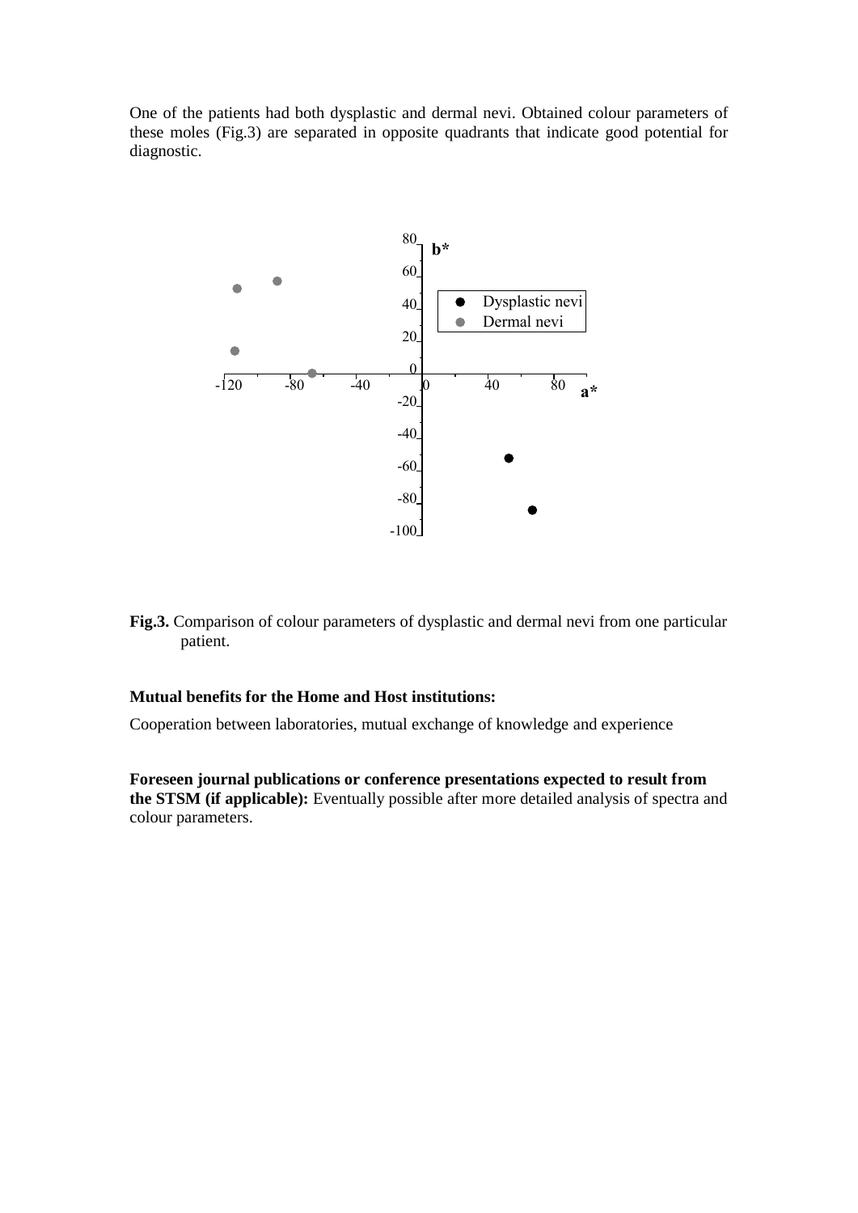One of the patients had both dysplastic and dermal nevi. Obtained colour parameters of these moles (Fig.3) are separated in opposite quadrants that indicate good potential for diagnostic.

**Fig.3.** Comparison of colour parameters of dysplastic and dermal nevi from one particular patient.

**Mutual benefits for the Home and Host institutions:**

Cooperation between laboratories, mutual exchange of knowledge and experience

**Foreseen journal publications or conference presentations expected to result from the STSM (if applicable):** Eventually possible after more detailed analysis of spectra and colour parameters.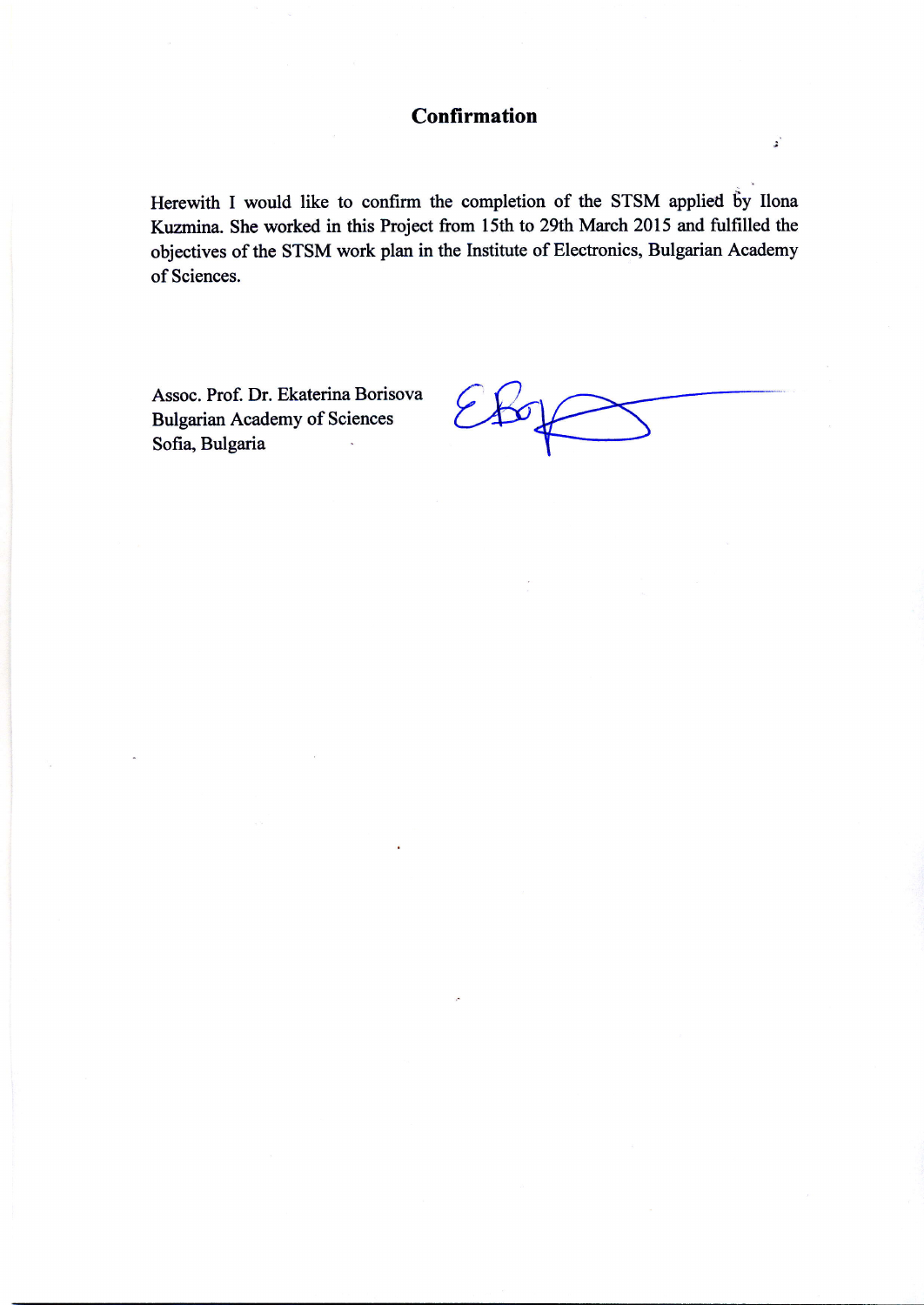# Confirmation

Herewith I would like to confirm the completion of the STSM applied by Ilona Kuzmina. She worked in this Project from 15th to 29th March 2015 and fulfilled the objectives of the STSM work plan in the Institute of Electronics, Bulgarian Academy of Sciences.

Assoc. Prof. Dr. Ekaterina Borisova
Bulgarian Academy of Sciences
Sofia, Bulgaria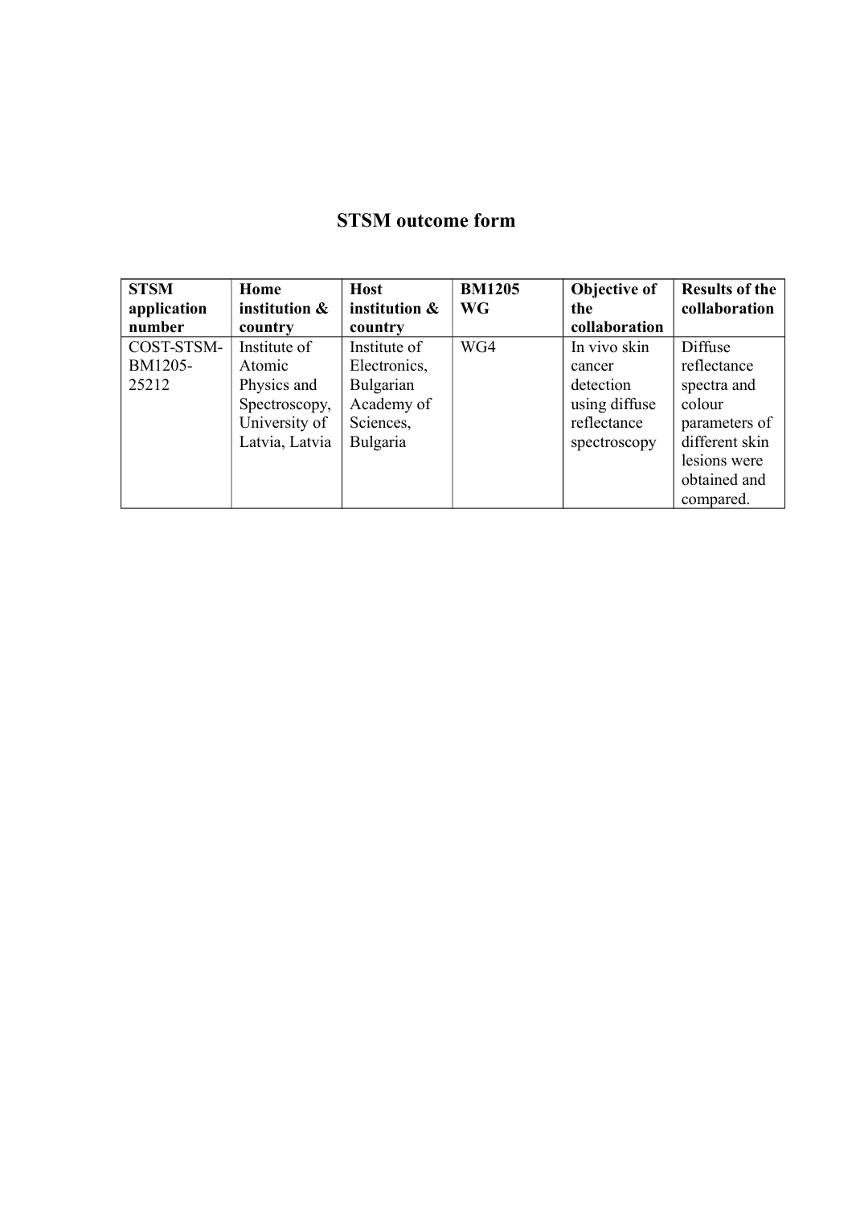# STSM outcome form

| STSM application number | Home institution & country | Host institution & country | BM1205 WG | Objective of the collaboration | Results of the collaboration |
|---|---|---|---|---|---|
| COST-STSM-BM1205-25212 | Institute of Atomic Physics and Spectroscopy, University of Latvia, Latvia | Institute of Electronics, Bulgarian Academy of Sciences, Bulgaria | WG4 | In vivo skin cancer detection using diffuse reflectance spectroscopy | Diffuse reflectance spectra and colour parameters of different skin lesions were obtained and compared. |